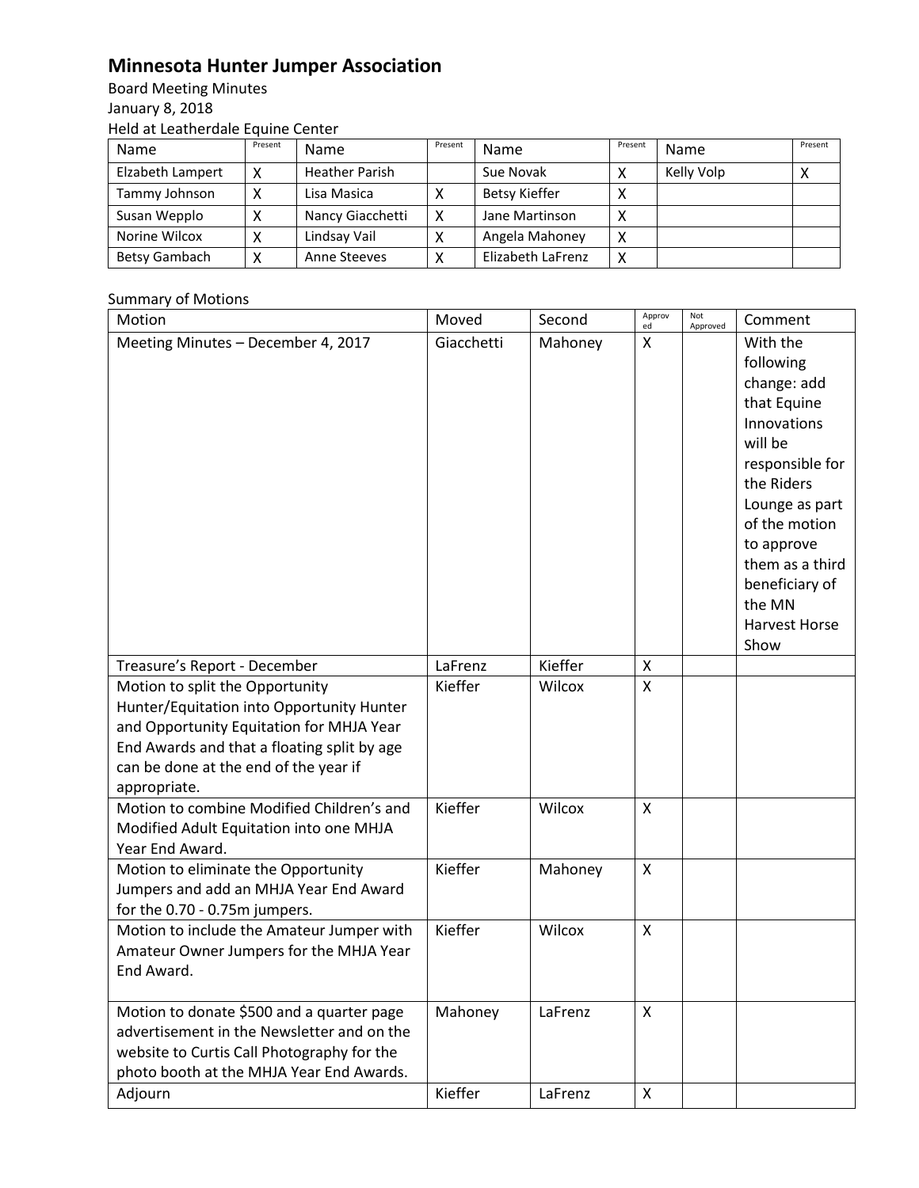# Minnesota Hunter Jumper Association

Board Meeting Minutes
January 8, 2018
Held at Leatherdale Equine Center

| Name | Present | Name | Present | Name | Present | Name | Present |
|---|---|---|---|---|---|---|---|
| Elzabeth Lampert | X | Heather Parish | | Sue Novak | X | Kelly Volp | X |
| Tammy Johnson | X | Lisa Masica | X | Betsy Kieffer | X | | |
| Susan Wepplo | X | Nancy Giacchetti | X | Jane Martinson | X | | |
| Norine Wilcox | X | Lindsay Vail | X | Angela Mahoney | X | | |
| Betsy Gambach | X | Anne Steeves | X | Elizabeth LaFrenz | X | | |

Summary of Motions

| Motion | Moved | Second | Approved | Not Approved | Comment |
|---|---|---|---|---|---|
| Meeting Minutes – December 4, 2017 | Giacchetti | Mahoney | X | | With the following change: add that Equine Innovations will be responsible for the Riders Lounge as part of the motion to approve them as a third beneficiary of the MN Harvest Horse Show |
| Treasure's Report - December | LaFrenz | Kieffer | X | | |
| Motion to split the Opportunity Hunter/Equitation into Opportunity Hunter and Opportunity Equitation for MHJA Year End Awards and that a floating split by age can be done at the end of the year if appropriate. | Kieffer | Wilcox | X | | |
| Motion to combine Modified Children's and Modified Adult Equitation into one MHJA Year End Award. | Kieffer | Wilcox | X | | |
| Motion to eliminate the Opportunity Jumpers and add an MHJA Year End Award for the 0.70 - 0.75m jumpers. | Kieffer | Mahoney | X | | |
| Motion to include the Amateur Jumper with Amateur Owner Jumpers for the MHJA Year End Award. | Kieffer | Wilcox | X | | |
| Motion to donate $500 and a quarter page advertisement in the Newsletter and on the website to Curtis Call Photography for the photo booth at the MHJA Year End Awards. | Mahoney | LaFrenz | X | | |
| Adjourn | Kieffer | LaFrenz | X | | |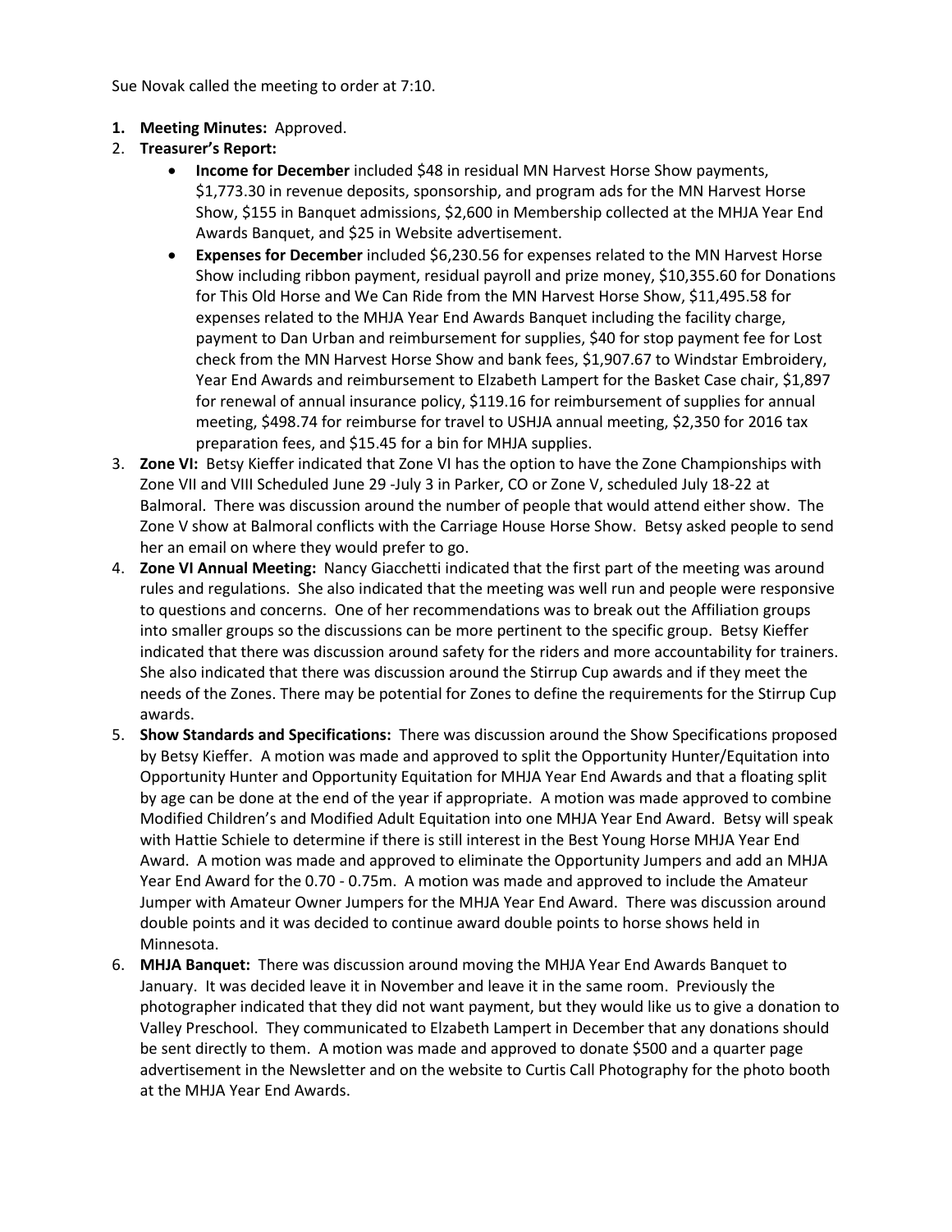Sue Novak called the meeting to order at 7:10.

1. **Meeting Minutes:** Approved.
2. **Treasurer's Report:**
    - **Income for December** included $48 in residual MN Harvest Horse Show payments, $1,773.30 in revenue deposits, sponsorship, and program ads for the MN Harvest Horse Show, $155 in Banquet admissions, $2,600 in Membership collected at the MHJA Year End Awards Banquet, and $25 in Website advertisement.
    - **Expenses for December** included $6,230.56 for expenses related to the MN Harvest Horse Show including ribbon payment, residual payroll and prize money, $10,355.60 for Donations for This Old Horse and We Can Ride from the MN Harvest Horse Show, $11,495.58 for expenses related to the MHJA Year End Awards Banquet including the facility charge, payment to Dan Urban and reimbursement for supplies, $40 for stop payment fee for Lost check from the MN Harvest Horse Show and bank fees, $1,907.67 to Windstar Embroidery, Year End Awards and reimbursement to Elzabeth Lampert for the Basket Case chair, $1,897 for renewal of annual insurance policy, $119.16 for reimbursement of supplies for annual meeting, $498.74 for reimburse for travel to USHJA annual meeting, $2,350 for 2016 tax preparation fees, and $15.45 for a bin for MHJA supplies.
3. **Zone VI:** Betsy Kieffer indicated that Zone VI has the option to have the Zone Championships with Zone VII and VIII Scheduled June 29 -July 3 in Parker, CO or Zone V, scheduled July 18-22 at Balmoral. There was discussion around the number of people that would attend either show. The Zone V show at Balmoral conflicts with the Carriage House Horse Show. Betsy asked people to send her an email on where they would prefer to go.
4. **Zone VI Annual Meeting:** Nancy Giacchetti indicated that the first part of the meeting was around rules and regulations. She also indicated that the meeting was well run and people were responsive to questions and concerns. One of her recommendations was to break out the Affiliation groups into smaller groups so the discussions can be more pertinent to the specific group. Betsy Kieffer indicated that there was discussion around safety for the riders and more accountability for trainers. She also indicated that there was discussion around the Stirrup Cup awards and if they meet the needs of the Zones. There may be potential for Zones to define the requirements for the Stirrup Cup awards.
5. **Show Standards and Specifications:** There was discussion around the Show Specifications proposed by Betsy Kieffer. A motion was made and approved to split the Opportunity Hunter/Equitation into Opportunity Hunter and Opportunity Equitation for MHJA Year End Awards and that a floating split by age can be done at the end of the year if appropriate. A motion was made approved to combine Modified Children's and Modified Adult Equitation into one MHJA Year End Award. Betsy will speak with Hattie Schiele to determine if there is still interest in the Best Young Horse MHJA Year End Award. A motion was made and approved to eliminate the Opportunity Jumpers and add an MHJA Year End Award for the 0.70 - 0.75m. A motion was made and approved to include the Amateur Jumper with Amateur Owner Jumpers for the MHJA Year End Award. There was discussion around double points and it was decided to continue award double points to horse shows held in Minnesota.
6. **MHJA Banquet:** There was discussion around moving the MHJA Year End Awards Banquet to January. It was decided leave it in November and leave it in the same room. Previously the photographer indicated that they did not want payment, but they would like us to give a donation to Valley Preschool. They communicated to Elzabeth Lampert in December that any donations should be sent directly to them. A motion was made and approved to donate $500 and a quarter page advertisement in the Newsletter and on the website to Curtis Call Photography for the photo booth at the MHJA Year End Awards.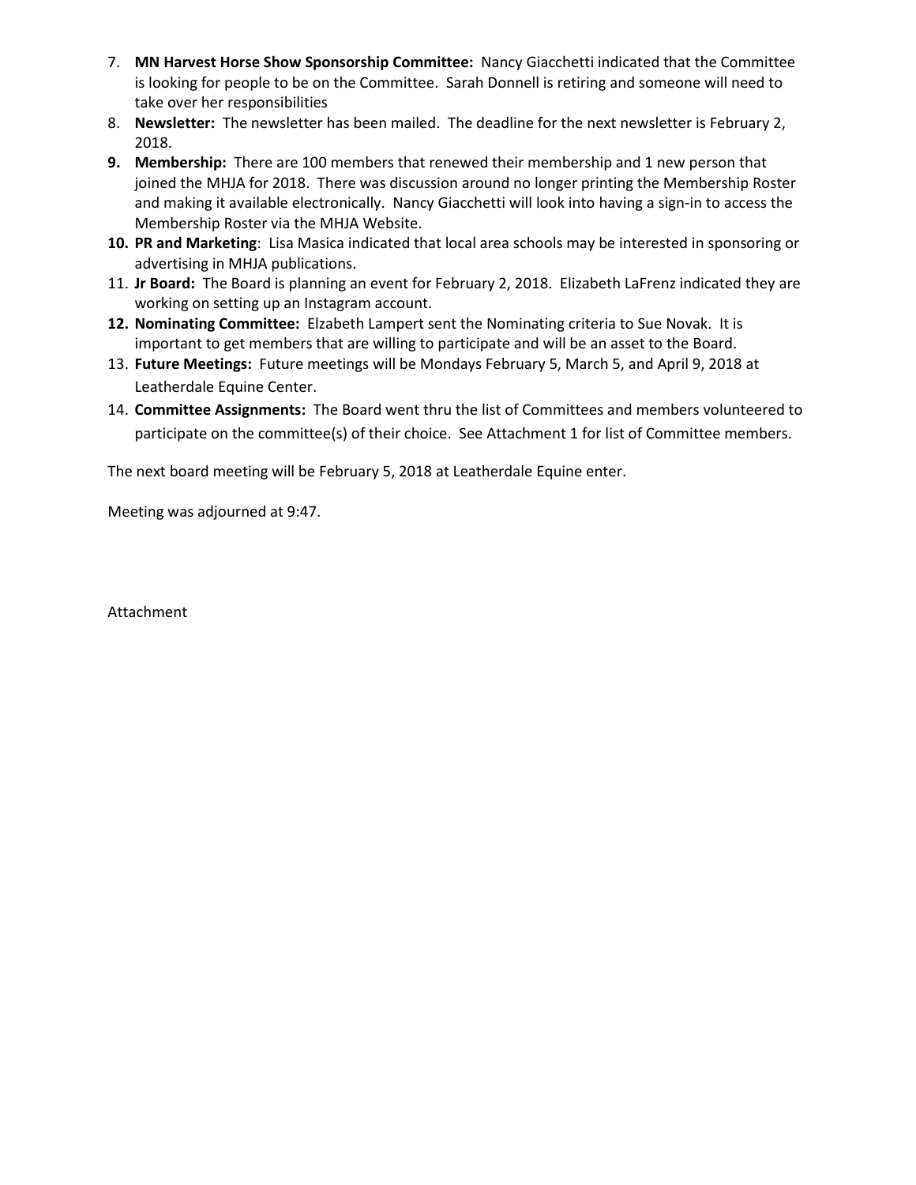7. **MN Harvest Horse Show Sponsorship Committee:** Nancy Giacchetti indicated that the Committee is looking for people to be on the Committee. Sarah Donnell is retiring and someone will need to take over her responsibilities
8. **Newsletter:** The newsletter has been mailed. The deadline for the next newsletter is February 2, 2018.
9. **Membership:** There are 100 members that renewed their membership and 1 new person that joined the MHJA for 2018. There was discussion around no longer printing the Membership Roster and making it available electronically. Nancy Giacchetti will look into having a sign-in to access the Membership Roster via the MHJA Website.
10. **PR and Marketing**: Lisa Masica indicated that local area schools may be interested in sponsoring or advertising in MHJA publications.
11. **Jr Board:** The Board is planning an event for February 2, 2018. Elizabeth LaFrenz indicated they are working on setting up an Instagram account.
12. **Nominating Committee:** Elzabeth Lampert sent the Nominating criteria to Sue Novak. It is important to get members that are willing to participate and will be an asset to the Board.
13. **Future Meetings:** Future meetings will be Mondays February 5, March 5, and April 9, 2018 at Leatherdale Equine Center.
14. **Committee Assignments:** The Board went thru the list of Committees and members volunteered to participate on the committee(s) of their choice. See Attachment 1 for list of Committee members.

The next board meeting will be February 5, 2018 at Leatherdale Equine enter.

Meeting was adjourned at 9:47.

Attachment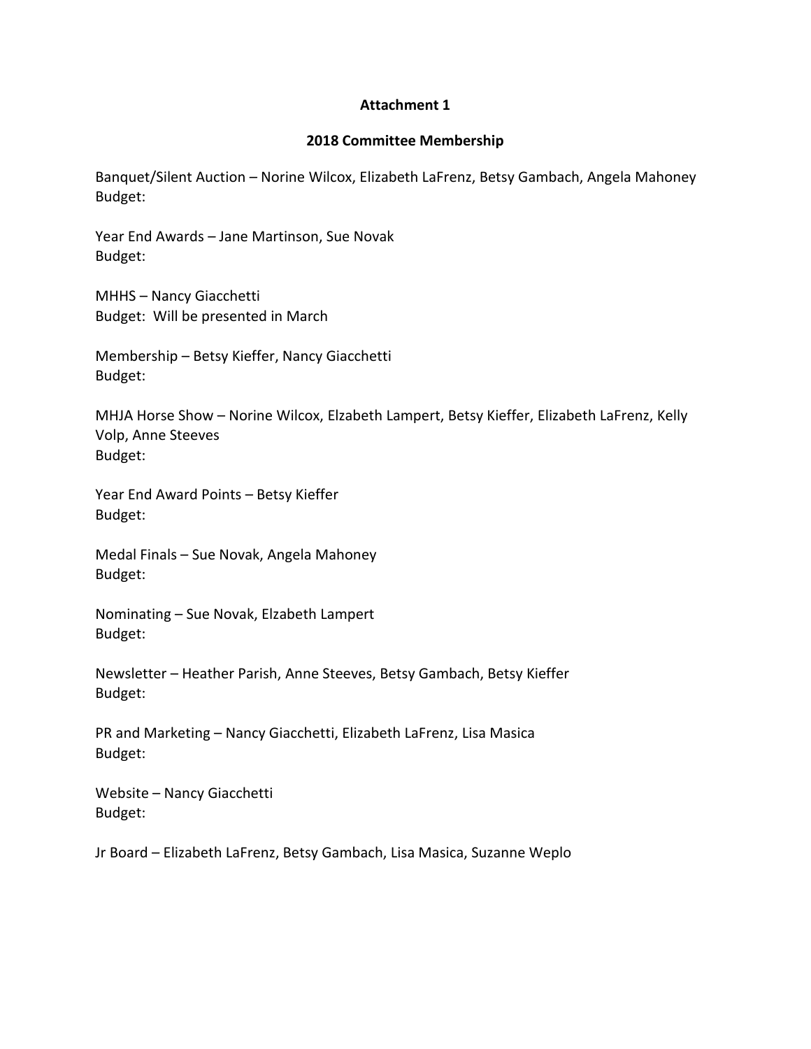**Attachment 1**

**2018 Committee Membership**

Banquet/Silent Auction – Norine Wilcox, Elizabeth LaFrenz, Betsy Gambach, Angela Mahoney
Budget:

Year End Awards – Jane Martinson, Sue Novak
Budget:

MHHS – Nancy Giacchetti
Budget: Will be presented in March

Membership – Betsy Kieffer, Nancy Giacchetti
Budget:

MHJA Horse Show – Norine Wilcox, Elzabeth Lampert, Betsy Kieffer, Elizabeth LaFrenz, Kelly Volp, Anne Steeves
Budget:

Year End Award Points – Betsy Kieffer
Budget:

Medal Finals – Sue Novak, Angela Mahoney
Budget:

Nominating – Sue Novak, Elzabeth Lampert
Budget:

Newsletter – Heather Parish, Anne Steeves, Betsy Gambach, Betsy Kieffer
Budget:

PR and Marketing – Nancy Giacchetti, Elizabeth LaFrenz, Lisa Masica
Budget:

Website – Nancy Giacchetti
Budget:

Jr Board – Elizabeth LaFrenz, Betsy Gambach, Lisa Masica, Suzanne Weplo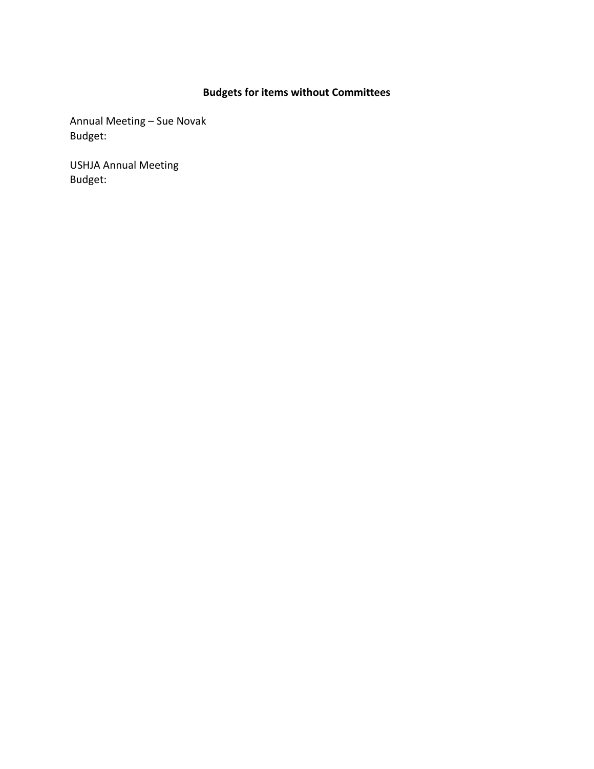## Budgets for items without Committees

Annual Meeting – Sue Novak
Budget:

USHJA Annual Meeting
Budget: